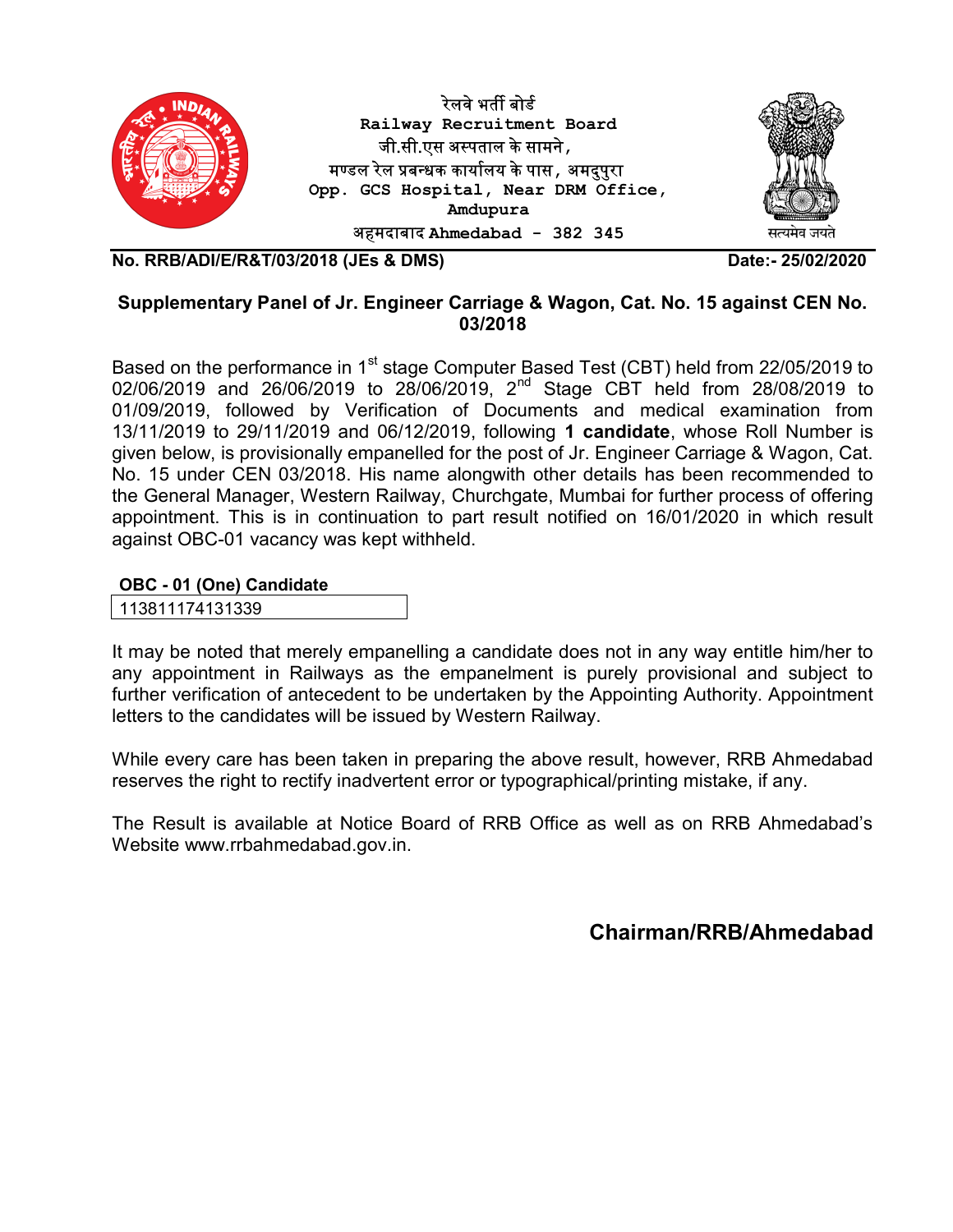रेलवे भर्ती बोर्ड
**Railway Recruitment Board**
जी.सी.एस अस्पताल के सामने,
मण्डल रेल प्रबन्धक कार्यालय के पास, अमदुपुरा
**Opp. GCS Hospital, Near DRM Office,**
**Amdupura**
अहमदाबाद **Ahmedabad - 382 345**

सत्यमेव जयते

**No. RRB/ADI/E/R&T/03/2018 (JEs & DMS)** **Date:- 25/02/2020**

## Supplementary Panel of Jr. Engineer Carriage & Wagon, Cat. No. 15 against CEN No. 03/2018

Based on the performance in 1st stage Computer Based Test (CBT) held from 22/05/2019 to 02/06/2019 and 26/06/2019 to 28/06/2019, 2nd Stage CBT held from 28/08/2019 to 01/09/2019, followed by Verification of Documents and medical examination from 13/11/2019 to 29/11/2019 and 06/12/2019, following **1 candidate**, whose Roll Number is given below, is provisionally empanelled for the post of Jr. Engineer Carriage & Wagon, Cat. No. 15 under CEN 03/2018. His name alongwith other details has been recommended to the General Manager, Western Railway, Churchgate, Mumbai for further process of offering appointment. This is in continuation to part result notified on 16/01/2020 in which result against OBC-01 vacancy was kept withheld.

| **OBC - 01 (One) Candidate** |
|---|
| 113811174131339 |

It may be noted that merely empanelling a candidate does not in any way entitle him/her to any appointment in Railways as the empanelment is purely provisional and subject to further verification of antecedent to be undertaken by the Appointing Authority. Appointment letters to the candidates will be issued by Western Railway.

While every care has been taken in preparing the above result, however, RRB Ahmedabad reserves the right to rectify inadvertent error or typographical/printing mistake, if any.

The Result is available at Notice Board of RRB Office as well as on RRB Ahmedabad's Website www.rrbahmedabad.gov.in.

**Chairman/RRB/Ahmedabad**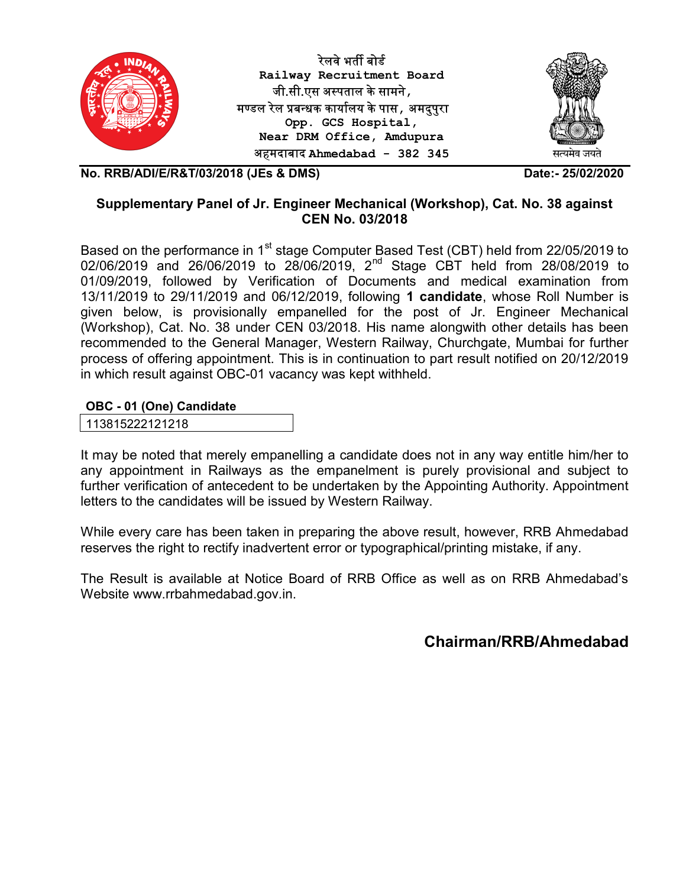रेलवे भर्ती बोर्ड
**Railway Recruitment Board**
जी.सी.एस अस्पताल के सामने,
मण्डल रेल प्रबन्धक कार्यालय के पास, अमदुपुरा
**Opp. GCS Hospital,**
**Near DRM Office, Amdupura**
अहमदाबाद **Ahmedabad - 382 345**

सत्यमेव जयते

**No. RRB/ADI/E/R&T/03/2018 (JEs & DMS)** **Date:- 25/02/2020**

## Supplementary Panel of Jr. Engineer Mechanical (Workshop), Cat. No. 38 against CEN No. 03/2018

Based on the performance in 1st stage Computer Based Test (CBT) held from 22/05/2019 to 02/06/2019 and 26/06/2019 to 28/06/2019, 2nd Stage CBT held from 28/08/2019 to 01/09/2019, followed by Verification of Documents and medical examination from 13/11/2019 to 29/11/2019 and 06/12/2019, following **1 candidate**, whose Roll Number is given below, is provisionally empanelled for the post of Jr. Engineer Mechanical (Workshop), Cat. No. 38 under CEN 03/2018. His name alongwith other details has been recommended to the General Manager, Western Railway, Churchgate, Mumbai for further process of offering appointment. This is in continuation to part result notified on 20/12/2019 in which result against OBC-01 vacancy was kept withheld.

| **OBC - 01 (One) Candidate** |
|---|
| 113815222121218 |

It may be noted that merely empanelling a candidate does not in any way entitle him/her to any appointment in Railways as the empanelment is purely provisional and subject to further verification of antecedent to be undertaken by the Appointing Authority. Appointment letters to the candidates will be issued by Western Railway.

While every care has been taken in preparing the above result, however, RRB Ahmedabad reserves the right to rectify inadvertent error or typographical/printing mistake, if any.

The Result is available at Notice Board of RRB Office as well as on RRB Ahmedabad's Website www.rrbahmedabad.gov.in.

**Chairman/RRB/Ahmedabad**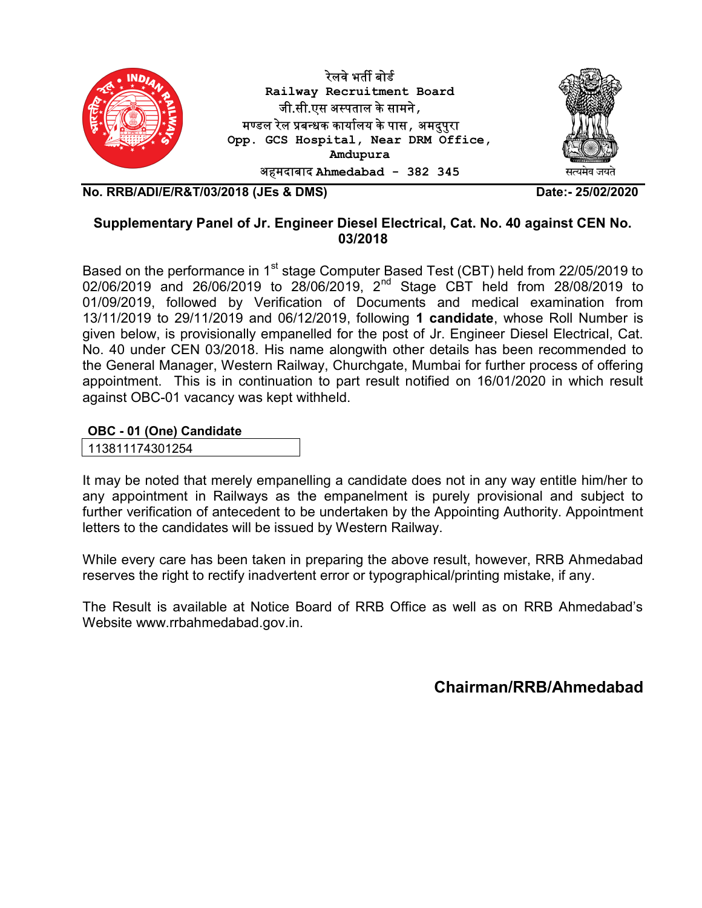रेलवे भर्ती बोर्ड
**Railway Recruitment Board**
जी.सी.एस अस्पताल के सामने,
मण्डल रेल प्रबन्धक कार्यालय के पास, अमदुपुरा
**Opp. GCS Hospital, Near DRM Office,**
**Amdupura**
अहमदाबाद **Ahmedabad - 382 345**

सत्यमेव जयते

**No. RRB/ADI/E/R&T/03/2018 (JEs & DMS)** **Date:- 25/02/2020**

## Supplementary Panel of Jr. Engineer Diesel Electrical, Cat. No. 40 against CEN No. 03/2018

Based on the performance in 1st stage Computer Based Test (CBT) held from 22/05/2019 to 02/06/2019 and 26/06/2019 to 28/06/2019, 2nd Stage CBT held from 28/08/2019 to 01/09/2019, followed by Verification of Documents and medical examination from 13/11/2019 to 29/11/2019 and 06/12/2019, following **1 candidate**, whose Roll Number is given below, is provisionally empanelled for the post of Jr. Engineer Diesel Electrical, Cat. No. 40 under CEN 03/2018. His name alongwith other details has been recommended to the General Manager, Western Railway, Churchgate, Mumbai for further process of offering appointment. This is in continuation to part result notified on 16/01/2020 in which result against OBC-01 vacancy was kept withheld.

| OBC - 01 (One) Candidate |
| --- |
| 113811174301254 |

It may be noted that merely empanelling a candidate does not in any way entitle him/her to any appointment in Railways as the empanelment is purely provisional and subject to further verification of antecedent to be undertaken by the Appointing Authority. Appointment letters to the candidates will be issued by Western Railway.

While every care has been taken in preparing the above result, however, RRB Ahmedabad reserves the right to rectify inadvertent error or typographical/printing mistake, if any.

The Result is available at Notice Board of RRB Office as well as on RRB Ahmedabad's Website www.rrbahmedabad.gov.in.

**Chairman/RRB/Ahmedabad**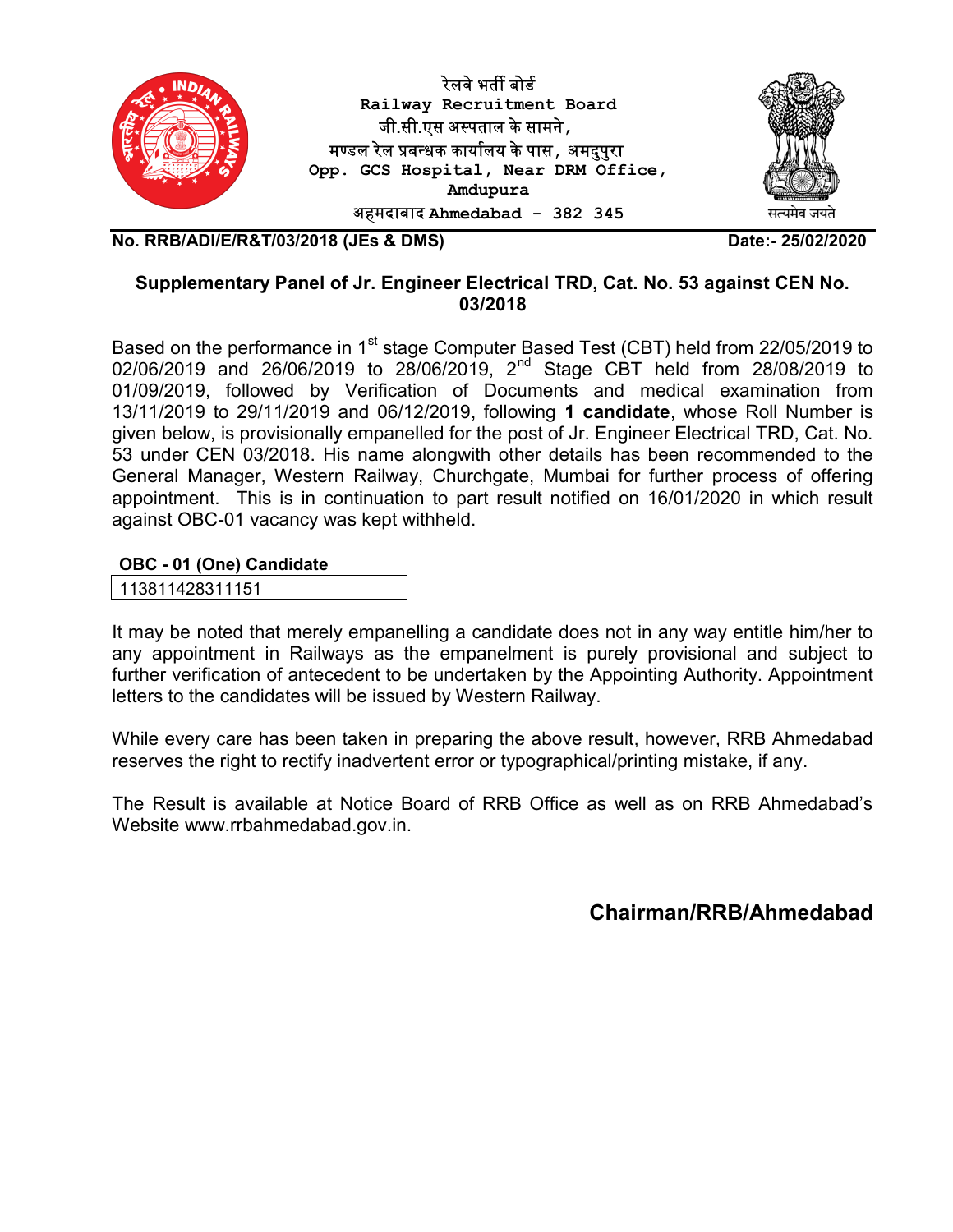रेलवे भर्ती बोर्ड
**Railway Recruitment Board**
जी.सी.एस अस्पताल के सामने,
मण्डल रेल प्रबन्धक कार्यालय के पास, अमदुपुरा
**Opp. GCS Hospital, Near DRM Office, Amdupura**
अहमदाबाद **Ahmedabad - 382 345**

सत्यमेव जयते

**No. RRB/ADI/E/R&T/03/2018 (JEs & DMS)** **Date:- 25/02/2020**

## Supplementary Panel of Jr. Engineer Electrical TRD, Cat. No. 53 against CEN No. 03/2018

Based on the performance in 1st stage Computer Based Test (CBT) held from 22/05/2019 to 02/06/2019 and 26/06/2019 to 28/06/2019, 2nd Stage CBT held from 28/08/2019 to 01/09/2019, followed by Verification of Documents and medical examination from 13/11/2019 to 29/11/2019 and 06/12/2019, following **1 candidate**, whose Roll Number is given below, is provisionally empanelled for the post of Jr. Engineer Electrical TRD, Cat. No. 53 under CEN 03/2018. His name alongwith other details has been recommended to the General Manager, Western Railway, Churchgate, Mumbai for further process of offering appointment. This is in continuation to part result notified on 16/01/2020 in which result against OBC-01 vacancy was kept withheld.

**OBC - 01 (One) Candidate**

| |
|---|
| 113811428311151 |

It may be noted that merely empanelling a candidate does not in any way entitle him/her to any appointment in Railways as the empanelment is purely provisional and subject to further verification of antecedent to be undertaken by the Appointing Authority. Appointment letters to the candidates will be issued by Western Railway.

While every care has been taken in preparing the above result, however, RRB Ahmedabad reserves the right to rectify inadvertent error or typographical/printing mistake, if any.

The Result is available at Notice Board of RRB Office as well as on RRB Ahmedabad's Website www.rrbahmedabad.gov.in.

**Chairman/RRB/Ahmedabad**